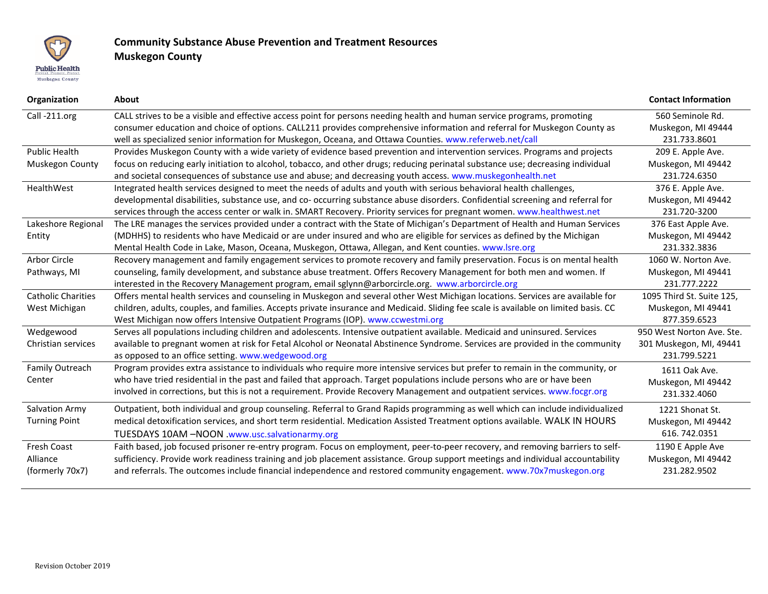# Community Substance Abuse Prevention and Treatment Resources

## Muskegon County

| Organization | About | Contact Information |
|---|---|---|
| Call -211.org | CALL strives to be a visible and effective access point for persons needing health and human service programs, promoting consumer education and choice of options. CALL211 provides comprehensive information and referral for Muskegon County as well as specialized senior information for Muskegon, Oceana, and Ottawa Counties. www.referweb.net/call | 560 Seminole Rd. Muskegon, MI 49444 231.733.8601 |
| Public Health Muskegon County | Provides Muskegon County with a wide variety of evidence based prevention and intervention services. Programs and projects focus on reducing early initiation to alcohol, tobacco, and other drugs; reducing perinatal substance use; decreasing individual and societal consequences of substance use and abuse; and decreasing youth access. www.muskegonhealth.net | 209 E. Apple Ave. Muskegon, MI 49442 231.724.6350 |
| HealthWest | Integrated health services designed to meet the needs of adults and youth with serious behavioral health challenges, developmental disabilities, substance use, and co- occurring substance abuse disorders. Confidential screening and referral for services through the access center or walk in. SMART Recovery. Priority services for pregnant women. www.healthwest.net | 376 E. Apple Ave. Muskegon, MI 49442 231.720-3200 |
| Lakeshore Regional Entity | The LRE manages the services provided under a contract with the State of Michigan's Department of Health and Human Services (MDHHS) to residents who have Medicaid or are under insured and who are eligible for services as defined by the Michigan Mental Health Code in Lake, Mason, Oceana, Muskegon, Ottawa, Allegan, and Kent counties. www.lsre.org | 376 East Apple Ave. Muskegon, MI 49442 231.332.3836 |
| Arbor Circle Pathways, MI | Recovery management and family engagement services to promote recovery and family preservation. Focus is on mental health counseling, family development, and substance abuse treatment. Offers Recovery Management for both men and women. If interested in the Recovery Management program, email sglynn@arborcircle.org. www.arborcircle.org | 1060 W. Norton Ave. Muskegon, MI 49441 231.777.2222 |
| Catholic Charities West Michigan | Offers mental health services and counseling in Muskegon and several other West Michigan locations. Services are available for children, adults, couples, and families. Accepts private insurance and Medicaid. Sliding fee scale is available on limited basis. CC West Michigan now offers Intensive Outpatient Programs (IOP). www.ccwestmi.org | 1095 Third St. Suite 125, Muskegon, MI 49441 877.359.6523 |
| Wedgewood Christian services | Serves all populations including children and adolescents. Intensive outpatient available. Medicaid and uninsured. Services available to pregnant women at risk for Fetal Alcohol or Neonatal Abstinence Syndrome. Services are provided in the community as opposed to an office setting. www.wedgewood.org | 950 West Norton Ave. Ste. 301 Muskegon, MI, 49441 231.799.5221 |
| Family Outreach Center | Program provides extra assistance to individuals who require more intensive services but prefer to remain in the community, or who have tried residential in the past and failed that approach. Target populations include persons who are or have been involved in corrections, but this is not a requirement. Provide Recovery Management and outpatient services. www.focgr.org | 1611 Oak Ave. Muskegon, MI 49442 231.332.4060 |
| Salvation Army Turning Point | Outpatient, both individual and group counseling. Referral to Grand Rapids programming as well which can include individualized medical detoxification services, and short term residential. Medication Assisted Treatment options available. WALK IN HOURS TUESDAYS 10AM –NOON .www.usc.salvationarmy.org | 1221 Shonat St. Muskegon, MI 49442 616. 742.0351 |
| Fresh Coast Alliance (formerly 70x7) | Faith based, job focused prisoner re-entry program. Focus on employment, peer-to-peer recovery, and removing barriers to self-sufficiency. Provide work readiness training and job placement assistance. Group support meetings and individual accountability and referrals. The outcomes include financial independence and restored community engagement. www.70x7muskegon.org | 1190 E Apple Ave Muskegon, MI 49442 231.282.9502 |

Revision October 2019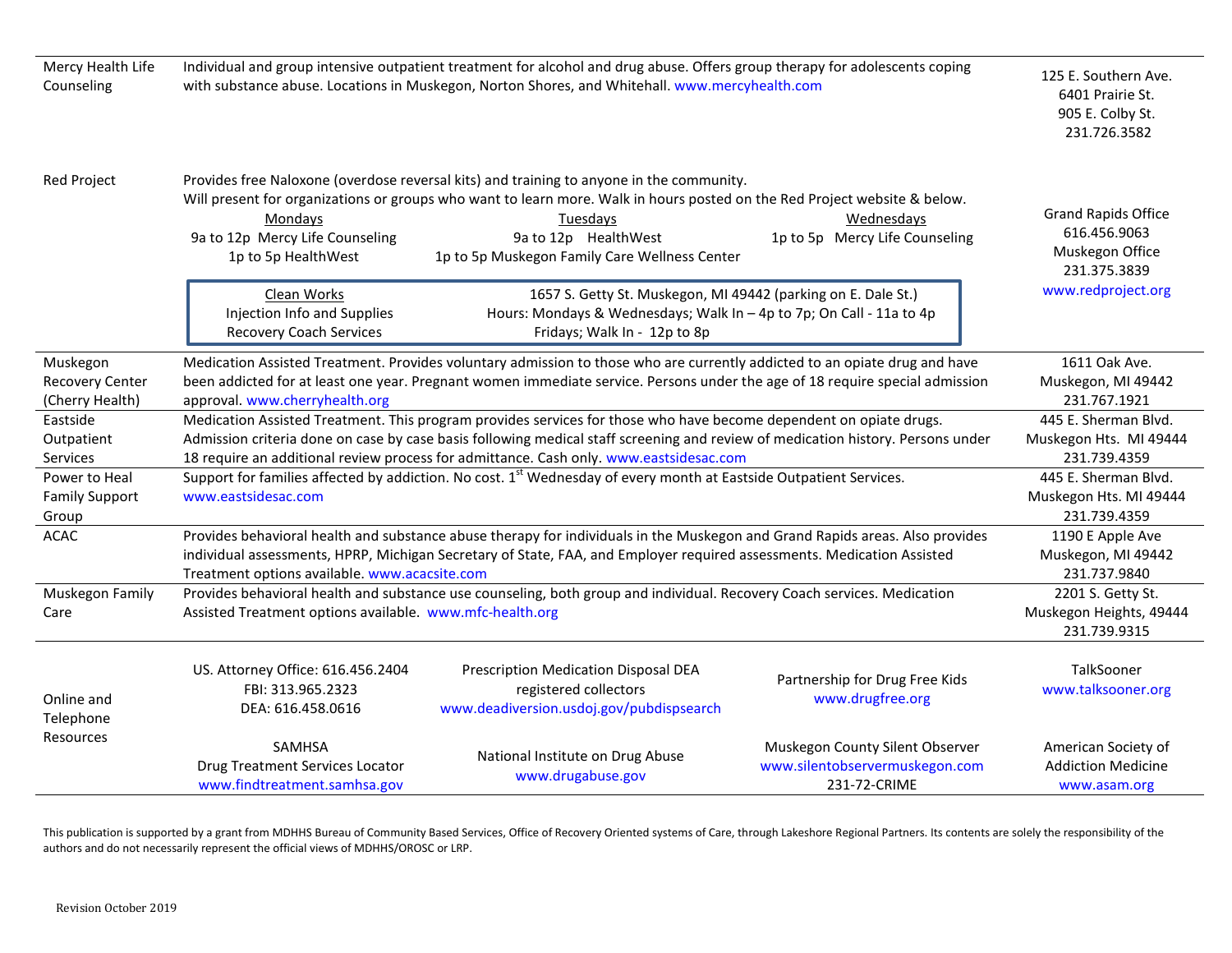| | | |
|---|---|---|
| Mercy Health Life Counseling | Individual and group intensive outpatient treatment for alcohol and drug abuse. Offers group therapy for adolescents coping with substance abuse. Locations in Muskegon, Norton Shores, and Whitehall. www.mercyhealth.com | 125 E. Southern Ave.<br>6401 Prairie St.<br>905 E. Colby St.<br>231.726.3582 |
| Red Project | Provides free Naloxone (overdose reversal kits) and training to anyone in the community.<br>Will present for organizations or groups who want to learn more. Walk in hours posted on the Red Project website & below.<br>Mondays: 9a to 12p Mercy Life Counseling; 1p to 5p HealthWest<br>Tuesdays: 9a to 12p HealthWest; 1p to 5p Muskegon Family Care Wellness Center<br>Wednesdays: 1p to 5p Mercy Life Counseling<br>Clean Works: Injection Info and Supplies; Recovery Coach Services<br>1657 S. Getty St. Muskegon, MI 49442 (parking on E. Dale St.)<br>Hours: Mondays & Wednesdays; Walk In – 4p to 7p; On Call - 11a to 4p<br>Fridays; Walk In - 12p to 8p | Grand Rapids Office<br>616.456.9063<br>Muskegon Office<br>231.375.3839<br>www.redproject.org |
| Muskegon Recovery Center (Cherry Health) | Medication Assisted Treatment. Provides voluntary admission to those who are currently addicted to an opiate drug and have been addicted for at least one year. Pregnant women immediate service. Persons under the age of 18 require special admission approval. www.cherryhealth.org | 1611 Oak Ave.<br>Muskegon, MI 49442<br>231.767.1921 |
| Eastside Outpatient Services | Medication Assisted Treatment. This program provides services for those who have become dependent on opiate drugs. Admission criteria done on case by case basis following medical staff screening and review of medication history. Persons under 18 require an additional review process for admittance. Cash only. www.eastsidesac.com | 445 E. Sherman Blvd.<br>Muskegon Hts. MI 49444<br>231.739.4359 |
| Power to Heal Family Support Group | Support for families affected by addiction. No cost. 1st Wednesday of every month at Eastside Outpatient Services. www.eastsidesac.com | 445 E. Sherman Blvd.<br>Muskegon Hts. MI 49444<br>231.739.4359 |
| ACAC | Provides behavioral health and substance abuse therapy for individuals in the Muskegon and Grand Rapids areas. Also provides individual assessments, HPRP, Michigan Secretary of State, FAA, and Employer required assessments. Medication Assisted Treatment options available. www.acacsite.com | 1190 E Apple Ave<br>Muskegon, MI 49442<br>231.737.9840 |
| Muskegon Family Care | Provides behavioral health and substance use counseling, both group and individual. Recovery Coach services. Medication Assisted Treatment options available. www.mfc-health.org | 2201 S. Getty St.<br>Muskegon Heights, 49444<br>231.739.9315 |

**Online and Telephone Resources**

| | | | |
|---|---|---|---|
| US. Attorney Office: 616.456.2404<br>FBI: 313.965.2323<br>DEA: 616.458.0616 | Prescription Medication Disposal DEA registered collectors<br>www.deadiversion.usdoj.gov/pubdispsearch | Partnership for Drug Free Kids<br>www.drugfree.org | TalkSooner<br>www.talksooner.org |
| SAMHSA<br>Drug Treatment Services Locator<br>www.findtreatment.samhsa.gov | National Institute on Drug Abuse<br>www.drugabuse.gov | Muskegon County Silent Observer<br>www.silentobservermuskegon.com<br>231-72-CRIME | American Society of Addiction Medicine<br>www.asam.org |

This publication is supported by a grant from MDHHS Bureau of Community Based Services, Office of Recovery Oriented systems of Care, through Lakeshore Regional Partners. Its contents are solely the responsibility of the authors and do not necessarily represent the official views of MDHHS/OROSC or LRP.

Revision October 2019